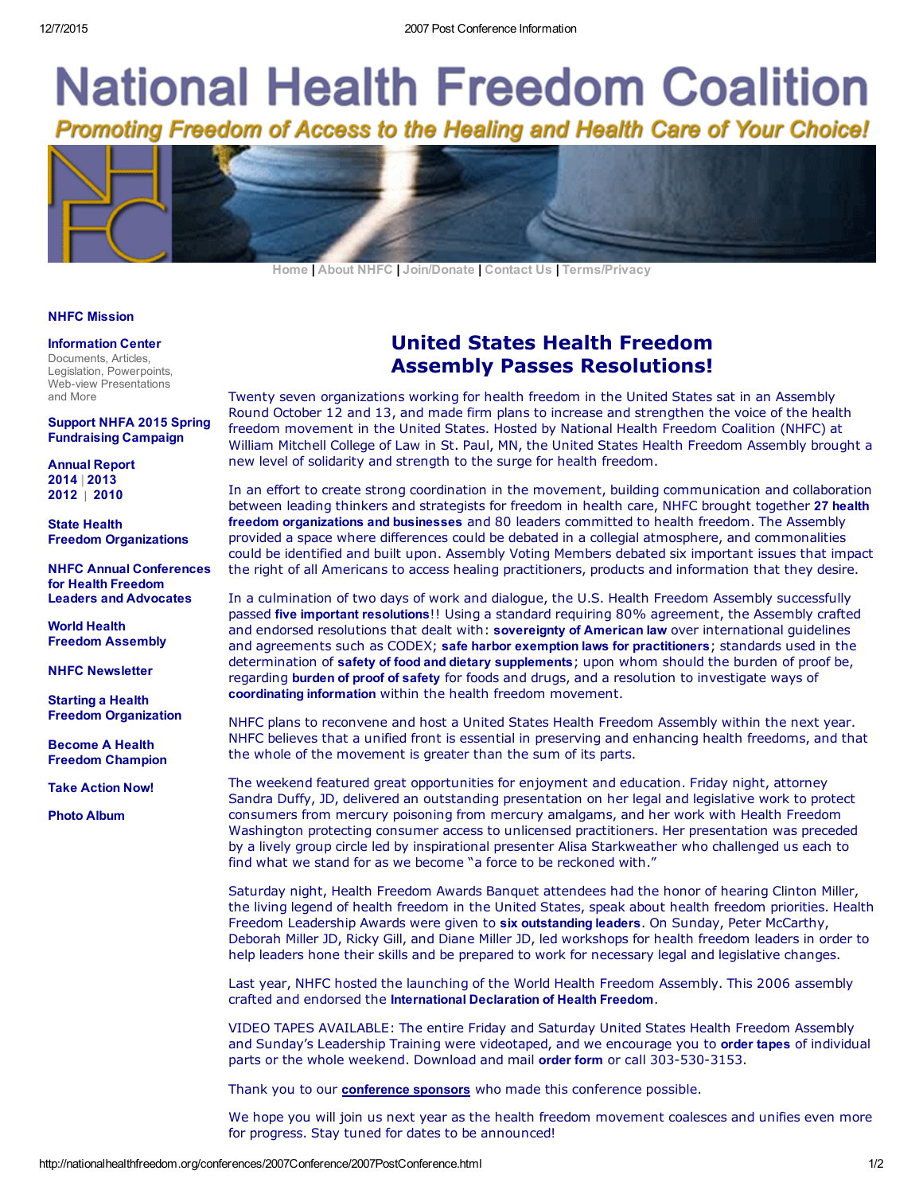# National Health Freedom Coalition

*Promoting Freedom of Access to the Healing and Health Care of Your Choice!*

Home | About NHFC | Join/Donate | Contact Us | Terms/Privacy

**NHFC Mission**

**Information Center**
Documents, Articles, Legislation, Powerpoints, Web-view Presentations and More

**Support NHFA 2015 Spring Fundraising Campaign**

**Annual Report**
**2014** | **2013**
**2012** | **2010**

**State Health Freedom Organizations**

**NHFC Annual Conferences for Health Freedom Leaders and Advocates**

**World Health Freedom Assembly**

**NHFC Newsletter**

**Starting a Health Freedom Organization**

**Become A Health Freedom Champion**

**Take Action Now!**

**Photo Album**

## United States Health Freedom Assembly Passes Resolutions!

Twenty seven organizations working for health freedom in the United States sat in an Assembly Round October 12 and 13, and made firm plans to increase and strengthen the voice of the health freedom movement in the United States. Hosted by National Health Freedom Coalition (NHFC) at William Mitchell College of Law in St. Paul, MN, the United States Health Freedom Assembly brought a new level of solidarity and strength to the surge for health freedom.

In an effort to create strong coordination in the movement, building communication and collaboration between leading thinkers and strategists for freedom in health care, NHFC brought together **27 health freedom organizations and businesses** and 80 leaders committed to health freedom. The Assembly provided a space where differences could be debated in a collegial atmosphere, and commonalities could be identified and built upon. Assembly Voting Members debated six important issues that impact the right of all Americans to access healing practitioners, products and information that they desire.

In a culmination of two days of work and dialogue, the U.S. Health Freedom Assembly successfully passed **five important resolutions**!! Using a standard requiring 80% agreement, the Assembly crafted and endorsed resolutions that dealt with: **sovereignty of American law** over international guidelines and agreements such as CODEX; **safe harbor exemption laws for practitioners**; standards used in the determination of **safety of food and dietary supplements**; upon whom should the burden of proof be, regarding **burden of proof of safety** for foods and drugs, and a resolution to investigate ways of **coordinating information** within the health freedom movement.

NHFC plans to reconvene and host a United States Health Freedom Assembly within the next year. NHFC believes that a unified front is essential in preserving and enhancing health freedoms, and that the whole of the movement is greater than the sum of its parts.

The weekend featured great opportunities for enjoyment and education. Friday night, attorney Sandra Duffy, JD, delivered an outstanding presentation on her legal and legislative work to protect consumers from mercury poisoning from mercury amalgams, and her work with Health Freedom Washington protecting consumer access to unlicensed practitioners. Her presentation was preceded by a lively group circle led by inspirational presenter Alisa Starkweather who challenged us each to find what we stand for as we become "a force to be reckoned with."

Saturday night, Health Freedom Awards Banquet attendees had the honor of hearing Clinton Miller, the living legend of health freedom in the United States, speak about health freedom priorities. Health Freedom Leadership Awards were given to **six outstanding leaders**. On Sunday, Peter McCarthy, Deborah Miller JD, Ricky Gill, and Diane Miller JD, led workshops for health freedom leaders in order to help leaders hone their skills and be prepared to work for necessary legal and legislative changes.

Last year, NHFC hosted the launching of the World Health Freedom Assembly. This 2006 assembly crafted and endorsed the **International Declaration of Health Freedom**.

VIDEO TAPES AVAILABLE: The entire Friday and Saturday United States Health Freedom Assembly and Sunday's Leadership Training were videotaped, and we encourage you to **order tapes** of individual parts or the whole weekend. Download and mail **order form** or call 303-530-3153.

Thank you to our **conference sponsors** who made this conference possible.

We hope you will join us next year as the health freedom movement coalesces and unifies even more for progress. Stay tuned for dates to be announced!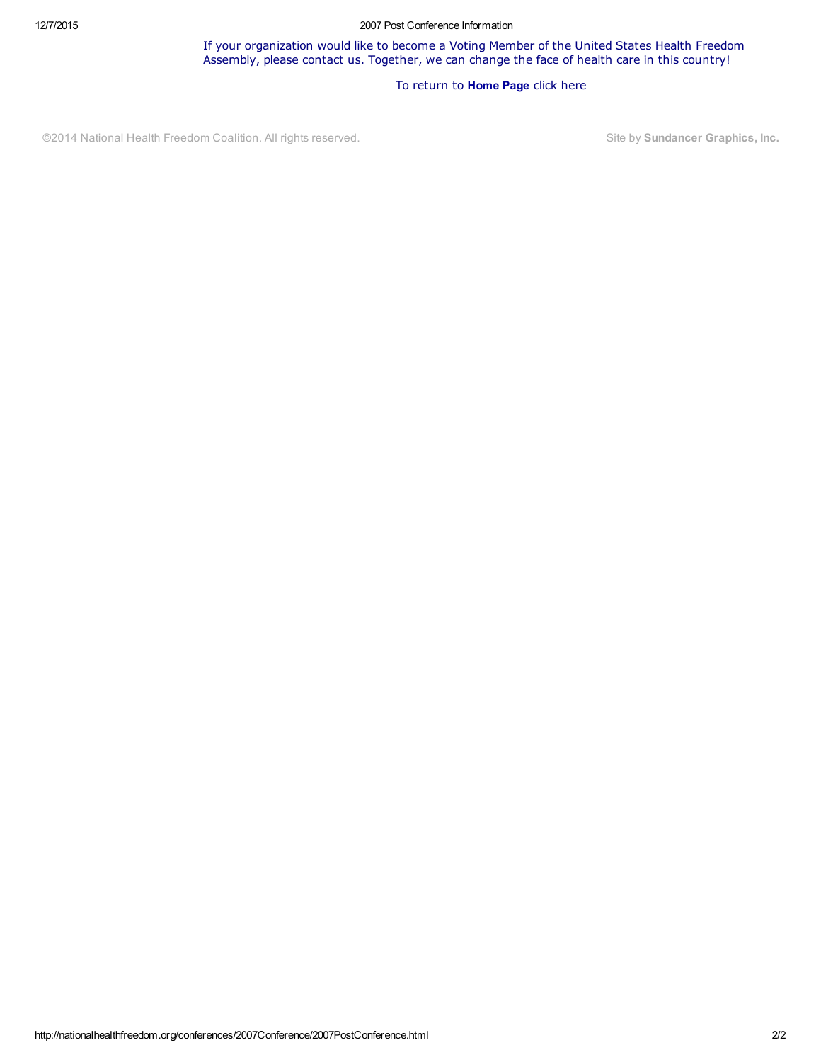If your organization would like to become a Voting Member of the United States Health Freedom Assembly, please contact us. Together, we can change the face of health care in this country!

To return to **Home Page** click here

©2014 National Health Freedom Coalition. All rights reserved.

Site by **Sundancer Graphics, Inc.**